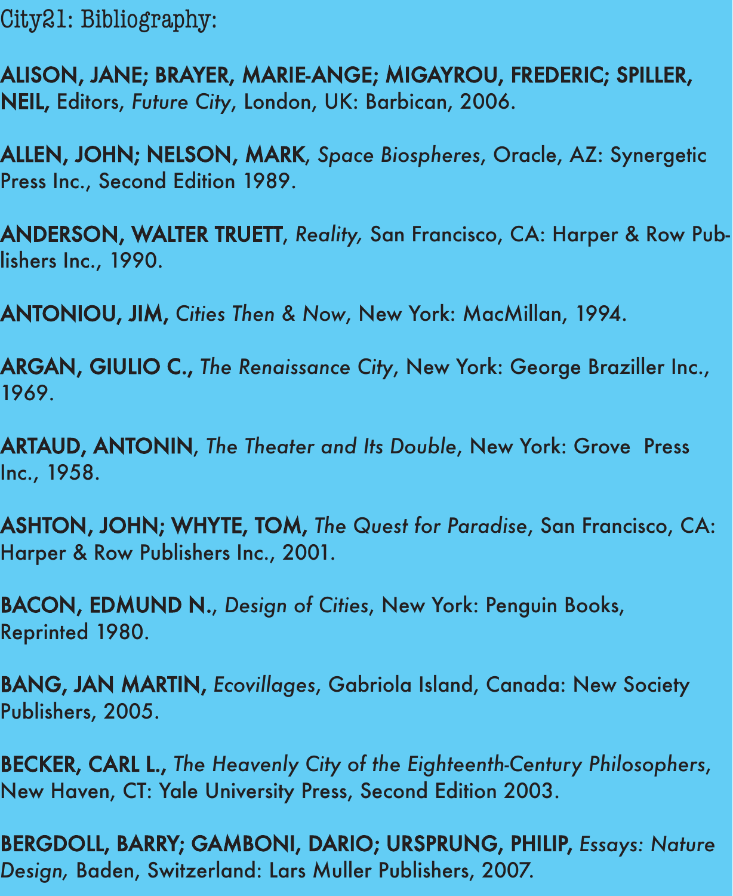City21: Bibliography:

**ALISON, JANE; BRAYER, MARIE-ANGE; MIGAYROU, FREDERIC; SPILLER, NEIL,** Editors, *Future City*, London, UK: Barbican, 2006.

**ALLEN, JOHN; NELSON, MARK**, *Space Biospheres*, Oracle, AZ: Synergetic Press Inc., Second Edition 1989.

**ANDERSON, WALTER TRUETT**, *Reality,* San Francisco, CA: Harper & Row Publishers Inc., 1990.

**ANTONIOU, JIM,** *Cities Then & Now*, New York: MacMillan, 1994.

**ARGAN, GIULIO C.,** *The Renaissance City*, New York: George Braziller Inc., 1969.

**ARTAUD, ANTONIN**, *The Theater and Its Double*, New York: Grove Press Inc., 1958.

**ASHTON, JOHN; WHYTE, TOM,** *The Quest for Paradise*, San Francisco, CA: Harper & Row Publishers Inc., 2001.

**BACON, EDMUND N.**, *Design of Cities*, New York: Penguin Books, Reprinted 1980.

**BANG, JAN MARTIN,** *Ecovillages*, Gabriola Island, Canada: New Society Publishers, 2005.

**BECKER, CARL L.,** *The Heavenly City of the Eighteenth-Century Philosophers*, New Haven, CT: Yale University Press, Second Edition 2003.

**BERGDOLL, BARRY; GAMBONI, DARIO; URSPRUNG, PHILIP,** *Essays: Nature Design,* Baden, Switzerland: Lars Muller Publishers, 2007.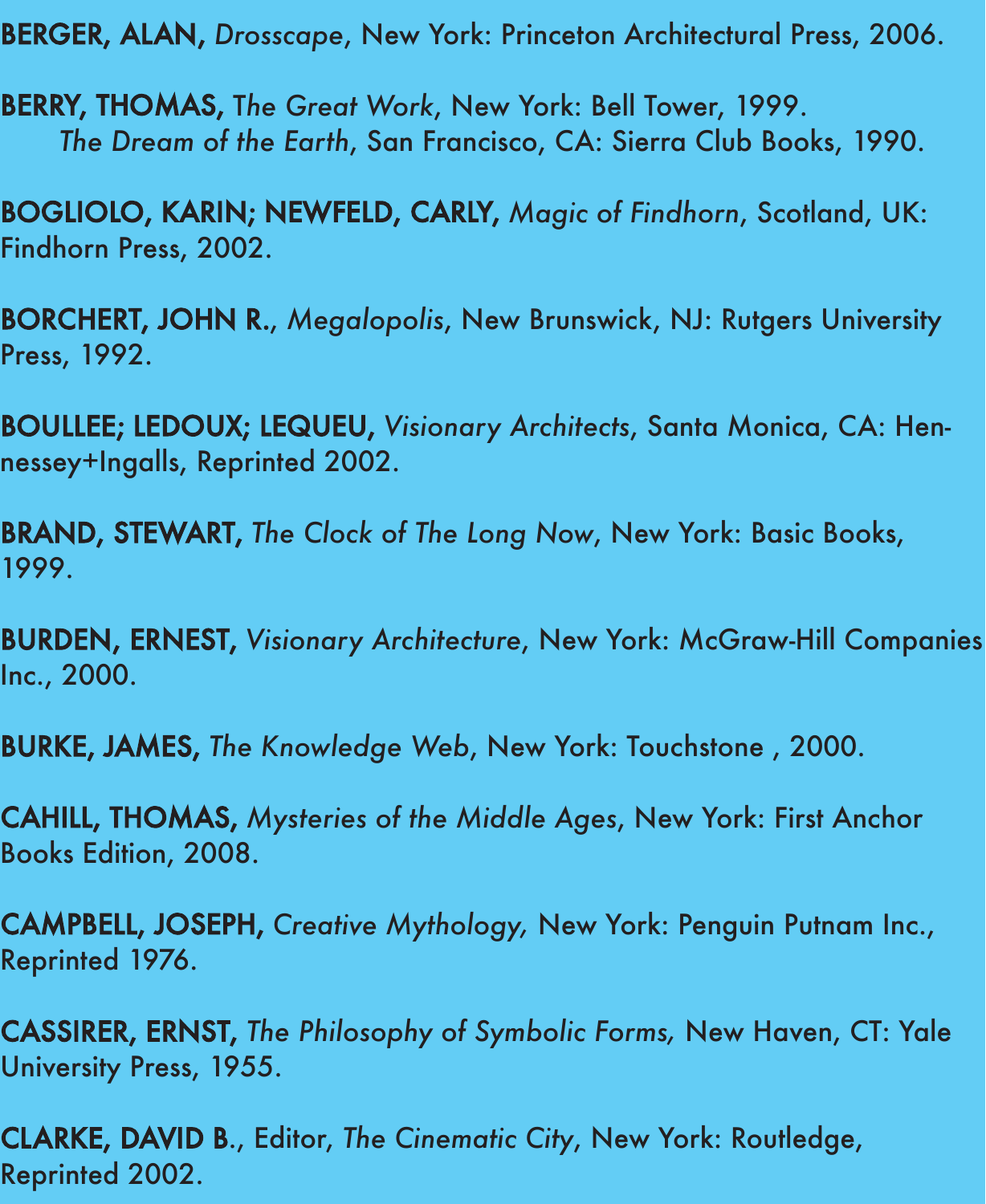**BERGER, ALAN,** *Drosscape*, New York: Princeton Architectural Press, 2006.

**BERRY, THOMAS,** *The Great Work*, New York: Bell Tower, 1999.
*The Dream of the Earth*, San Francisco, CA: Sierra Club Books, 1990.

**BOGLIOLO, KARIN; NEWFELD, CARLY,** *Magic of Findhorn*, Scotland, UK: Findhorn Press, 2002.

**BORCHERT, JOHN R.**, *Megalopolis*, New Brunswick, NJ: Rutgers University Press, 1992.

**BOULLEE; LEDOUX; LEQUEU,** *Visionary Architects*, Santa Monica, CA: Hennessey+Ingalls, Reprinted 2002.

**BRAND, STEWART,** *The Clock of The Long Now*, New York: Basic Books, 1999.

**BURDEN, ERNEST,** *Visionary Architecture*, New York: McGraw-Hill Companies Inc., 2000.

**BURKE, JAMES,** *The Knowledge Web*, New York: Touchstone , 2000.

**CAHILL, THOMAS,** *Mysteries of the Middle Ages*, New York: First Anchor Books Edition, 2008.

**CAMPBELL, JOSEPH,** *Creative Mythology,* New York: Penguin Putnam Inc., Reprinted 1976.

**CASSIRER, ERNST,** *The Philosophy of Symbolic Forms,* New Haven, CT: Yale University Press, 1955.

**CLARKE, DAVID B.**, Editor, *The Cinematic City*, New York: Routledge, Reprinted 2002.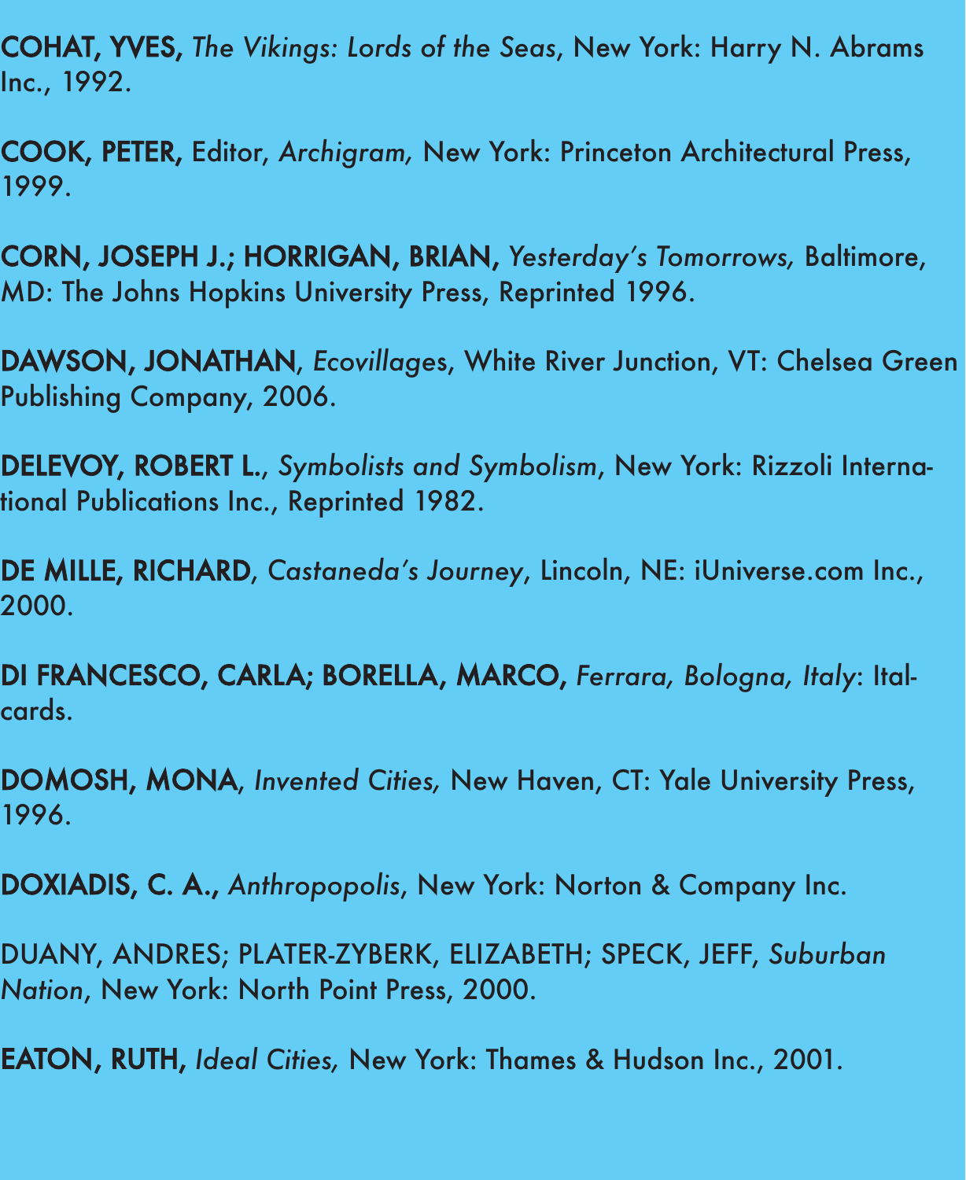**COHAT, YVES,** *The Vikings: Lords of the Seas*, New York: Harry N. Abrams Inc., 1992.

**COOK, PETER,** Editor, *Archigram,* New York: Princeton Architectural Press, 1999.

**CORN, JOSEPH J.; HORRIGAN, BRIAN,** *Yesterday's Tomorrows,* Baltimore, MD: The Johns Hopkins University Press, Reprinted 1996.

**DAWSON, JONATHAN**, *Ecovillages*, White River Junction, VT: Chelsea Green Publishing Company, 2006.

**DELEVOY, ROBERT L.**, *Symbolists and Symbolism*, New York: Rizzoli International Publications Inc., Reprinted 1982.

**DE MILLE, RICHARD**, *Castaneda's Journey*, Lincoln, NE: iUniverse.com Inc., 2000.

**DI FRANCESCO, CARLA; BORELLA, MARCO,** *Ferrara, Bologna, Italy*: Italcards.

**DOMOSH, MONA**, *Invented Cities,* New Haven, CT: Yale University Press, 1996.

**DOXIADIS, C. A.,** *Anthropopolis*, New York: Norton & Company Inc.

DUANY, ANDRES; PLATER-ZYBERK, ELIZABETH; SPECK, JEFF, *Suburban Nation*, New York: North Point Press, 2000.

**EATON, RUTH,** *Ideal Cities,* New York: Thames & Hudson Inc., 2001.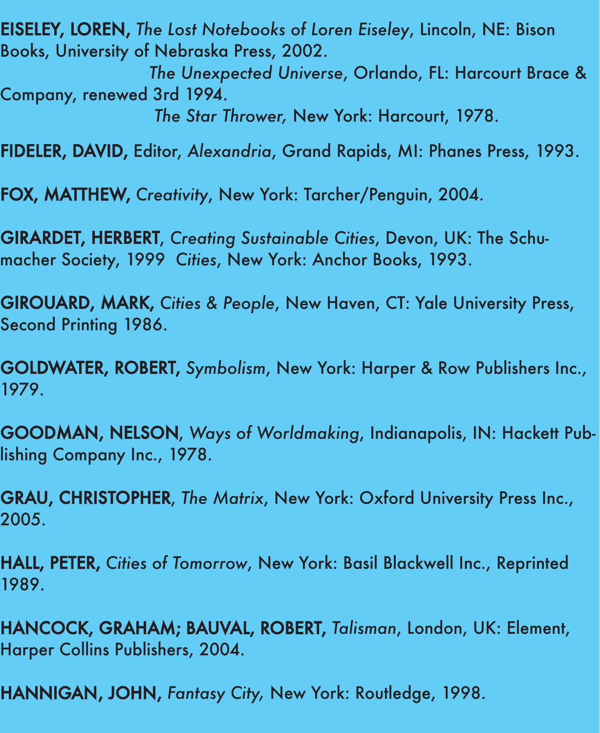**EISELEY, LOREN,** *The Lost Notebooks of Loren Eiseley*, Lincoln, NE: Bison Books, University of Nebraska Press, 2002.

*The Unexpected Universe*, Orlando, FL: Harcourt Brace & Company, renewed 3rd 1994.

*The Star Thrower,* New York: Harcourt, 1978.

**FIDELER, DAVID,** Editor, *Alexandria*, Grand Rapids, MI: Phanes Press, 1993.

**FOX, MATTHEW,** *Creativity*, New York: Tarcher/Penguin, 2004.

**GIRARDET, HERBERT**, *Creating Sustainable Cities*, Devon, UK: The Schumacher Society, 1999 *Cities*, New York: Anchor Books, 1993.

**GIROUARD, MARK,** *Cities & People*, New Haven, CT: Yale University Press, Second Printing 1986.

**GOLDWATER, ROBERT,** *Symbolism*, New York: Harper & Row Publishers Inc., 1979.

**GOODMAN, NELSON**, *Ways of Worldmaking*, Indianapolis, IN: Hackett Publishing Company Inc., 1978.

**GRAU, CHRISTOPHER**, *The Matrix*, New York: Oxford University Press Inc., 2005.

**HALL, PETER,** *Cities of Tomorrow*, New York: Basil Blackwell Inc., Reprinted 1989.

**HANCOCK, GRAHAM; BAUVAL, ROBERT,** *Talisman*, London, UK: Element, Harper Collins Publishers, 2004.

**HANNIGAN, JOHN,** *Fantasy City,* New York: Routledge, 1998.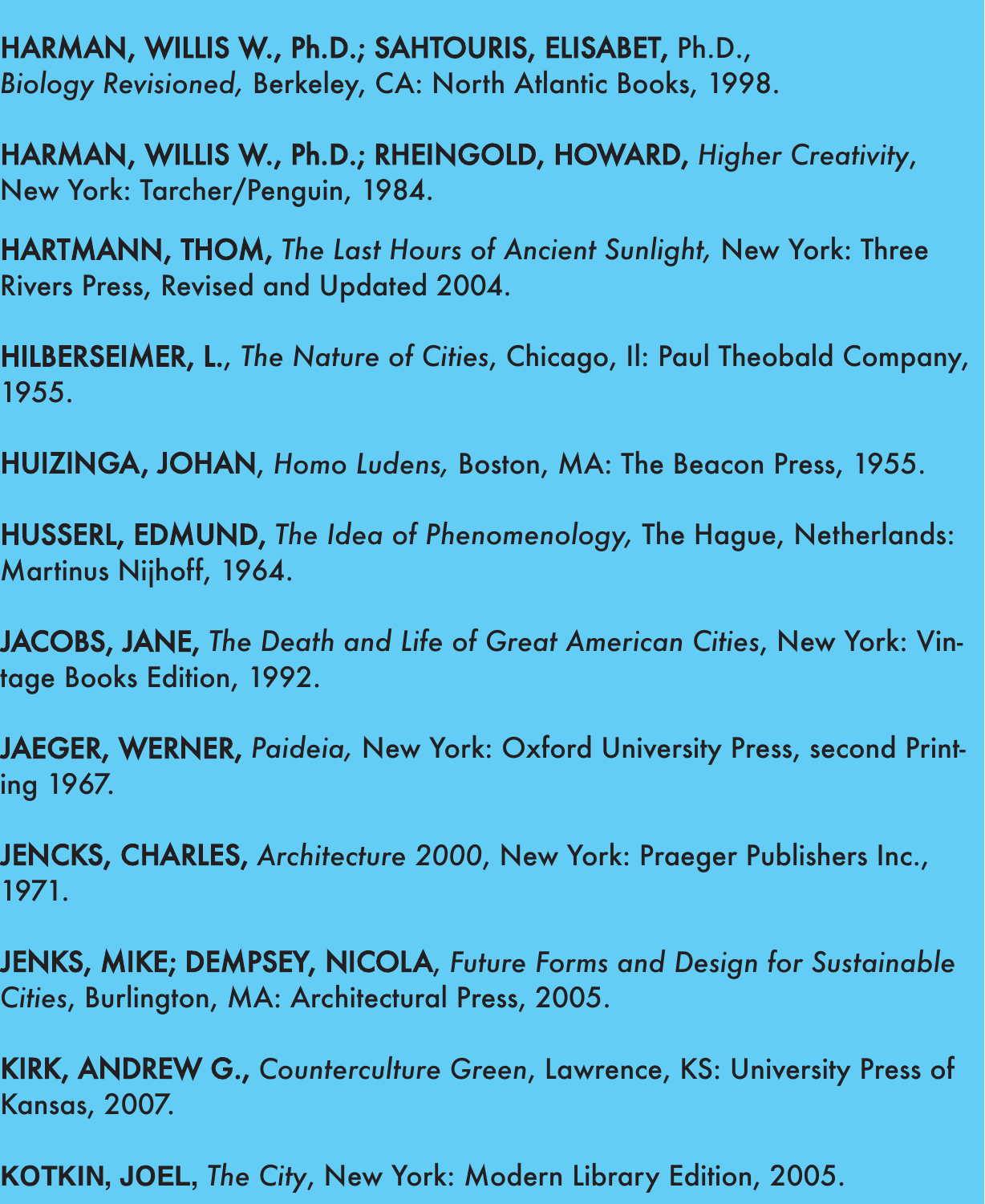**HARMAN, WILLIS W., Ph.D.; SAHTOURIS, ELISABET,** Ph.D., *Biology Revisioned,* Berkeley, CA: North Atlantic Books, 1998.

**HARMAN, WILLIS W., Ph.D.; RHEINGOLD, HOWARD,** *Higher Creativity*, New York: Tarcher/Penguin, 1984.

**HARTMANN, THOM,** *The Last Hours of Ancient Sunlight,* New York: Three Rivers Press, Revised and Updated 2004.

**HILBERSEIMER, L.**, *The Nature of Cities*, Chicago, Il: Paul Theobald Company, 1955.

**HUIZINGA, JOHAN**, *Homo Ludens,* Boston, MA: The Beacon Press, 1955.

**HUSSERL, EDMUND,** *The Idea of Phenomenology,* The Hague, Netherlands: Martinus Nijhoff, 1964.

**JACOBS, JANE,** *The Death and Life of Great American Cities*, New York: Vintage Books Edition, 1992.

**JAEGER, WERNER,** *Paideia,* New York: Oxford University Press, second Printing 1967.

**JENCKS, CHARLES,** *Architecture 2000*, New York: Praeger Publishers Inc., 1971.

**JENKS, MIKE; DEMPSEY, NICOLA**, *Future Forms and Design for Sustainable Cities*, Burlington, MA: Architectural Press, 2005.

**KIRK, ANDREW G.,** *Counterculture Green*, Lawrence, KS: University Press of Kansas, 2007.

**KOTKIN, JOEL,** *The City*, New York: Modern Library Edition, 2005.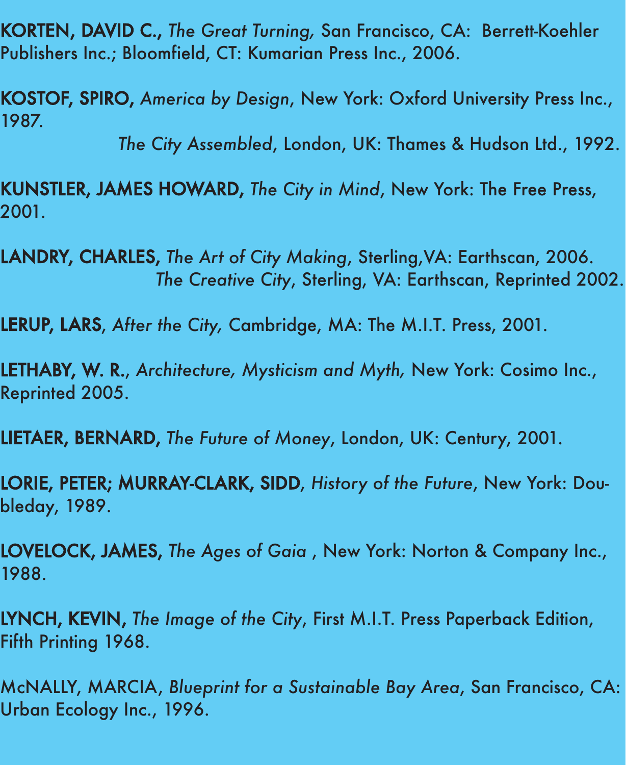**KORTEN, DAVID C.,** *The Great Turning,* San Francisco, CA:  Berrett-Koehler Publishers Inc.; Bloomfield, CT: Kumarian Press Inc., 2006.

**KOSTOF, SPIRO,** *America by Design*, New York: Oxford University Press Inc., 1987.
*The City Assembled*, London, UK: Thames & Hudson Ltd., 1992.

**KUNSTLER, JAMES HOWARD,** *The City in Mind*, New York: The Free Press, 2001.

**LANDRY, CHARLES,** *The Art of City Making*, Sterling,VA: Earthscan, 2006.
*The Creative City*, Sterling, VA: Earthscan, Reprinted 2002.

**LERUP, LARS**, *After the City,* Cambridge, MA: The M.I.T. Press, 2001.

**LETHABY, W. R.**, *Architecture, Mysticism and Myth,* New York: Cosimo Inc., Reprinted 2005.

**LIETAER, BERNARD,** *The Future of Money*, London, UK: Century, 2001.

**LORIE, PETER; MURRAY-CLARK, SIDD**, *History of the Future*, New York: Doubleday, 1989.

**LOVELOCK, JAMES,** *The Ages of Gaia* , New York: Norton & Company Inc., 1988.

**LYNCH, KEVIN,** *The Image of the City*, First M.I.T. Press Paperback Edition, Fifth Printing 1968.

McNALLY, MARCIA, *Blueprint for a Sustainable Bay Area*, San Francisco, CA: Urban Ecology Inc., 1996.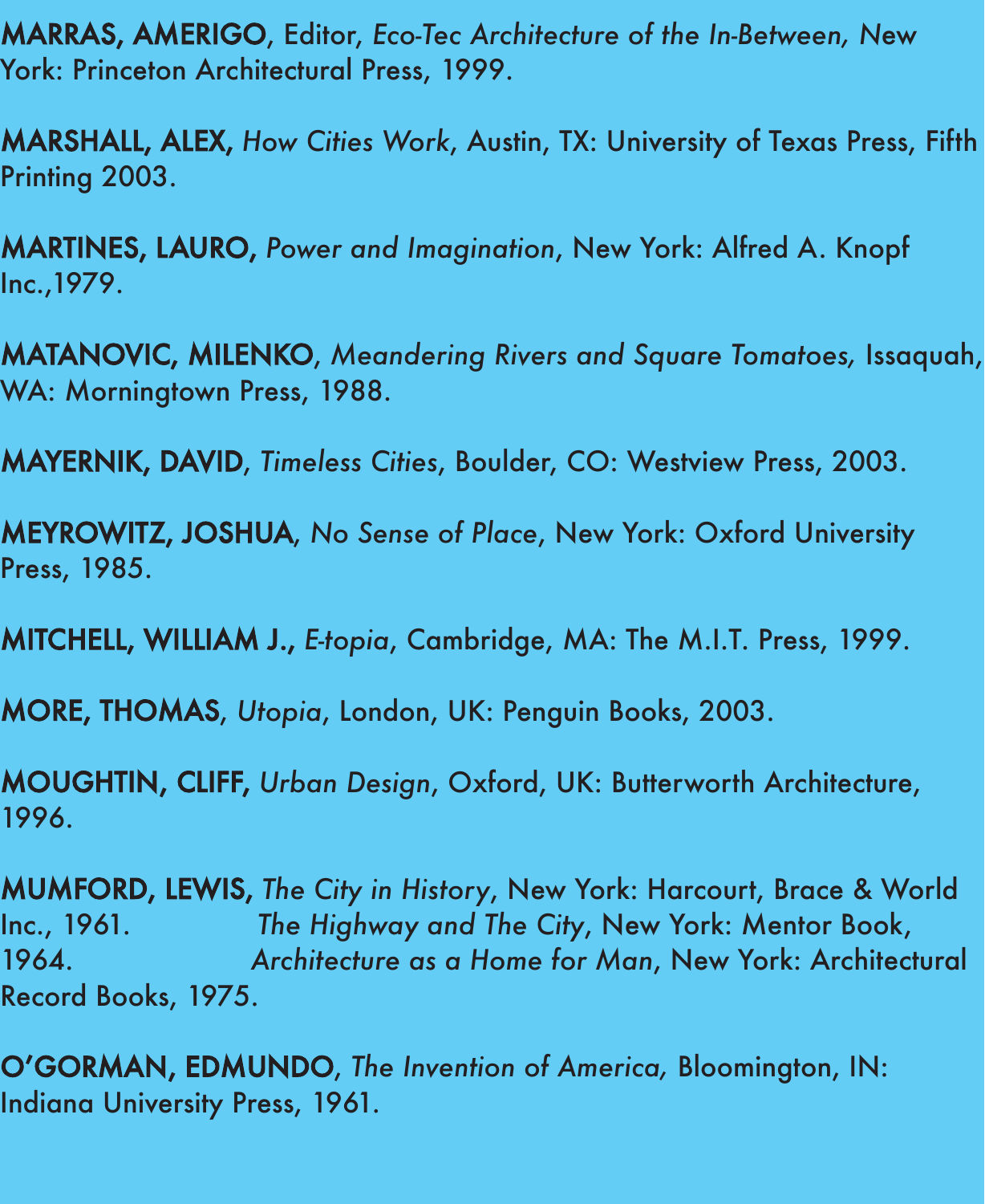**MARRAS, AMERIGO**, Editor, *Eco-Tec Architecture of the In-Between, New York:* Princeton Architectural Press, 1999.

**MARSHALL, ALEX,** *How Cities Work*, Austin, TX: University of Texas Press, Fifth Printing 2003.

**MARTINES, LAURO,** *Power and Imagination*, New York: Alfred A. Knopf Inc.,1979.

**MATANOVIC, MILENKO**, *Meandering Rivers and Square Tomatoes,* Issaquah, WA: Morningtown Press, 1988.

**MAYERNIK, DAVID**, *Timeless Cities*, Boulder, CO: Westview Press, 2003.

**MEYROWITZ, JOSHUA**, *No Sense of Place*, New York: Oxford University Press, 1985.

**MITCHELL, WILLIAM J.,** *E-topia*, Cambridge, MA: The M.I.T. Press, 1999.

**MORE, THOMAS**, *Utopia*, London, UK: Penguin Books, 2003.

**MOUGHTIN, CLIFF,** *Urban Design*, Oxford, UK: Butterworth Architecture, 1996.

**MUMFORD, LEWIS,** *The City in History*, New York: Harcourt, Brace & World Inc., 1961. *The Highway and The City*, New York: Mentor Book, 1964. *Architecture as a Home for Man*, New York: Architectural Record Books, 1975.

**O'GORMAN, EDMUNDO**, *The Invention of America,* Bloomington, IN: Indiana University Press, 1961.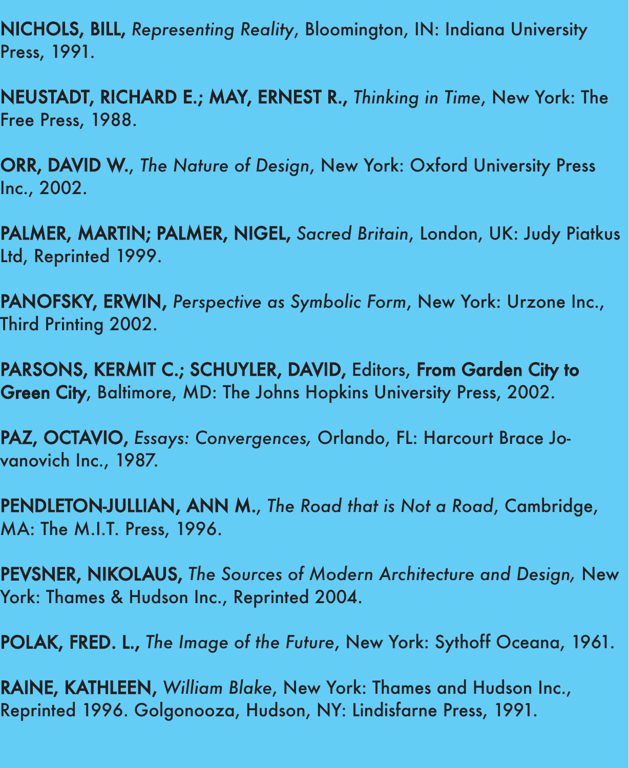**NICHOLS, BILL,** *Representing Reality*, Bloomington, IN: Indiana University Press, 1991.

**NEUSTADT, RICHARD E.; MAY, ERNEST R.,** *Thinking in Time*, New York: The Free Press, 1988.

**ORR, DAVID W.**, *The Nature of Design*, New York: Oxford University Press Inc., 2002.

**PALMER, MARTIN; PALMER, NIGEL,** *Sacred Britain*, London, UK: Judy Piatkus Ltd, Reprinted 1999.

**PANOFSKY, ERWIN,** *Perspective as Symbolic Form*, New York: Urzone Inc., Third Printing 2002.

**PARSONS, KERMIT C.; SCHUYLER, DAVID,** Editors, **From Garden City to Green City**, Baltimore, MD: The Johns Hopkins University Press, 2002.

**PAZ, OCTAVIO,** *Essays: Convergences,* Orlando, FL: Harcourt Brace Jovanovich Inc., 1987.

**PENDLETON-JULLIAN, ANN M.**, *The Road that is Not a Road*, Cambridge, MA: The M.I.T. Press, 1996.

**PEVSNER, NIKOLAUS,** *The Sources of Modern Architecture and Design,* New York: Thames & Hudson Inc., Reprinted 2004.

**POLAK, FRED. L.,** *The Image of the Future*, New York: Sythoff Oceana, 1961.

**RAINE, KATHLEEN,** *William Blake*, New York: Thames and Hudson Inc., Reprinted 1996. Golgonooza, Hudson, NY: Lindisfarne Press, 1991.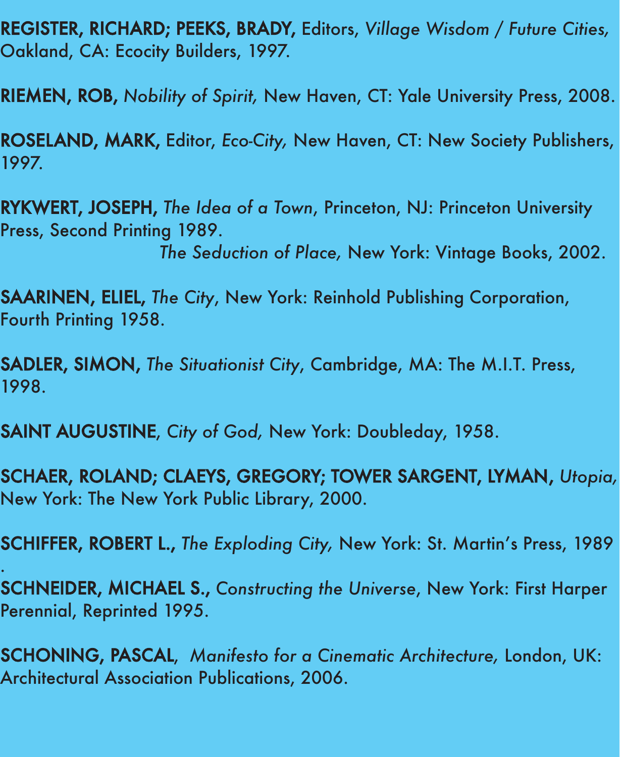**REGISTER, RICHARD; PEEKS, BRADY,** Editors, *Village Wisdom / Future Cities,* Oakland, CA: Ecocity Builders, 1997.

**RIEMEN, ROB,** *Nobility of Spirit,* New Haven, CT: Yale University Press, 2008.

**ROSELAND, MARK,** Editor, *Eco-City,* New Haven, CT: New Society Publishers, 1997.

**RYKWERT, JOSEPH,** *The Idea of a Town*, Princeton, NJ: Princeton University Press, Second Printing 1989.
*The Seduction of Place,* New York: Vintage Books, 2002.

**SAARINEN, ELIEL,** *The City*, New York: Reinhold Publishing Corporation, Fourth Printing 1958.

**SADLER, SIMON,** *The Situationist City*, Cambridge, MA: The M.I.T. Press, 1998.

**SAINT AUGUSTINE**, *City of God,* New York: Doubleday, 1958.

**SCHAER, ROLAND; CLAEYS, GREGORY; TOWER SARGENT, LYMAN,** *Utopia,* New York: The New York Public Library, 2000.

**SCHIFFER, ROBERT L.,** *The Exploding City,* New York: St. Martin's Press, 1989
.
**SCHNEIDER, MICHAEL S.,** *Constructing the Universe*, New York: First Harper Perennial, Reprinted 1995.

**SCHONING, PASCAL**, *Manifesto for a Cinematic Architecture,* London, UK: Architectural Association Publications, 2006.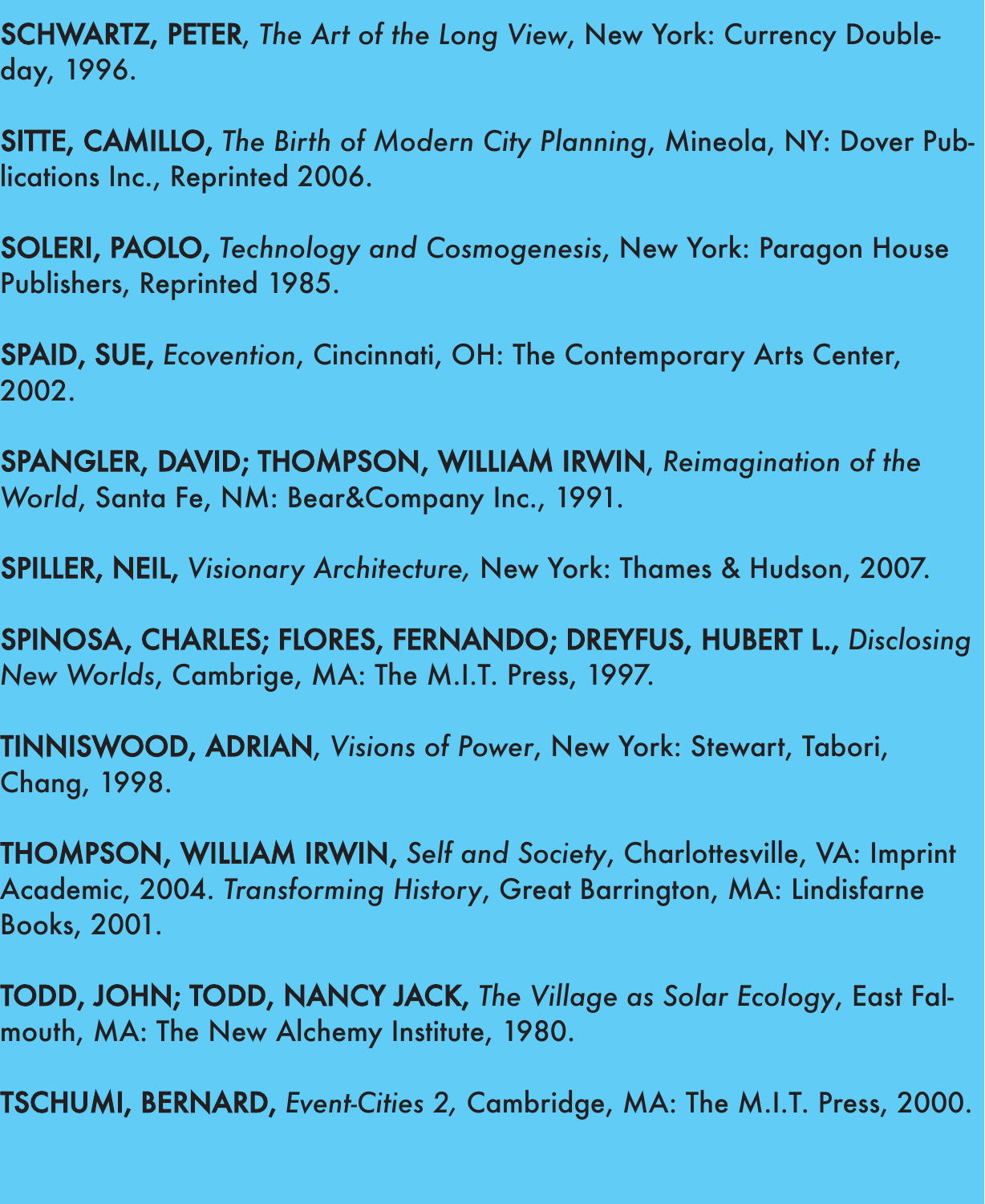**SCHWARTZ, PETER**, *The Art of the Long View*, New York: Currency Doubleday, 1996.

**SITTE, CAMILLO,** *The Birth of Modern City Planning*, Mineola, NY: Dover Publications Inc., Reprinted 2006.

**SOLERI, PAOLO,** *Technology and Cosmogenesis*, New York: Paragon House Publishers, Reprinted 1985.

**SPAID, SUE,** *Ecovention*, Cincinnati, OH: The Contemporary Arts Center, 2002.

**SPANGLER, DAVID; THOMPSON, WILLIAM IRWIN**, *Reimagination of the World*, Santa Fe, NM: Bear&Company Inc., 1991.

**SPILLER, NEIL,** *Visionary Architecture,* New York: Thames & Hudson, 2007.

**SPINOSA, CHARLES; FLORES, FERNANDO; DREYFUS, HUBERT L.,** *Disclosing New Worlds*, Cambrige, MA: The M.I.T. Press, 1997.

**TINNISWOOD, ADRIAN**, *Visions of Power*, New York: Stewart, Tabori, Chang, 1998.

**THOMPSON, WILLIAM IRWIN,** *Self and Society*, Charlottesville, VA: Imprint Academic, 2004. *Transforming History*, Great Barrington, MA: Lindisfarne Books, 2001.

**TODD, JOHN; TODD, NANCY JACK,** *The Village as Solar Ecology*, East Falmouth, MA: The New Alchemy Institute, 1980.

**TSCHUMI, BERNARD,** *Event-Cities 2,* Cambridge, MA: The M.I.T. Press, 2000.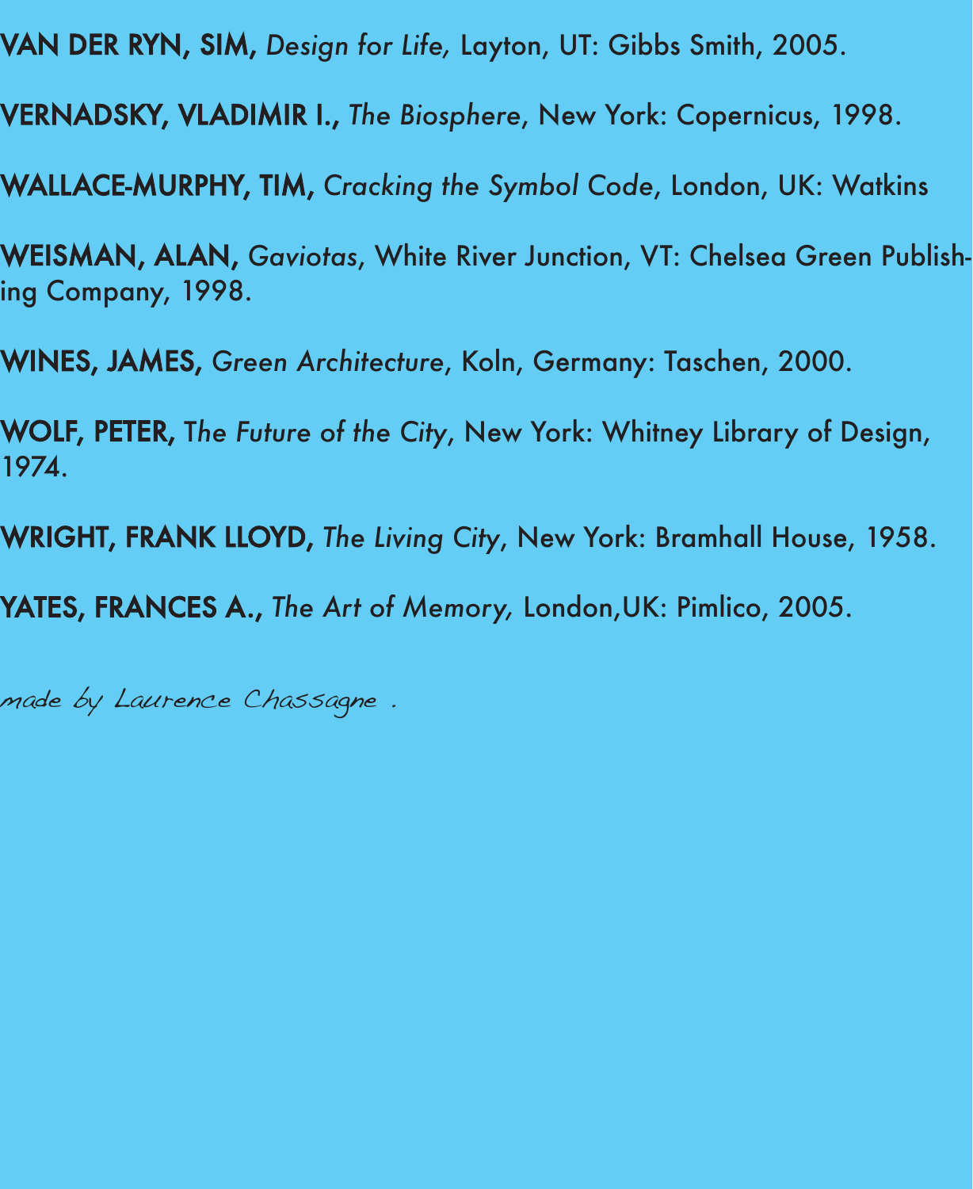**VAN DER RYN, SIM,** *Design for Life,* Layton, UT: Gibbs Smith, 2005.

**VERNADSKY, VLADIMIR I.,** *The Biosphere*, New York: Copernicus, 1998.

**WALLACE-MURPHY, TIM,** *Cracking the Symbol Code*, London, UK: Watkins

**WEISMAN, ALAN,** *Gaviotas*, White River Junction, VT: Chelsea Green Publishing Company, 1998.

**WINES, JAMES,** *Green Architecture*, Koln, Germany: Taschen, 2000.

**WOLF, PETER,** T*he Future of the City*, New York: Whitney Library of Design, 1974.

**WRIGHT, FRANK LLOYD,** *The Living City*, New York: Bramhall House, 1958.

**YATES, FRANCES A.,** *The Art of Memory,* London,UK: Pimlico, 2005.

made by Laurence Chassagne .